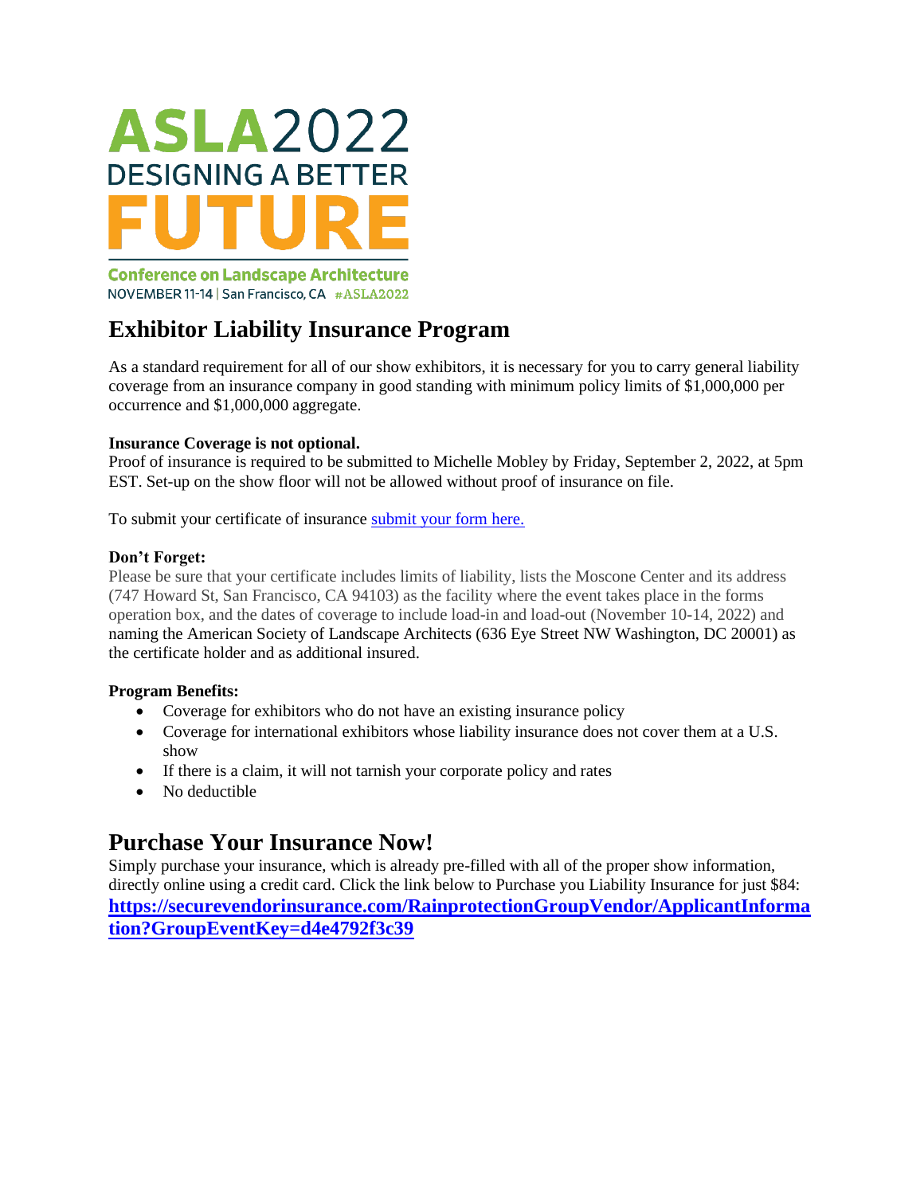# ASLA2022
## DESIGNING A BETTER FUTURE

**Conference on Landscape Architecture**
NOVEMBER 11-14 | San Francisco, CA #ASLA2022

# Exhibitor Liability Insurance Program

As a standard requirement for all of our show exhibitors, it is necessary for you to carry general liability coverage from an insurance company in good standing with minimum policy limits of $1,000,000 per occurrence and $1,000,000 aggregate.

**Insurance Coverage is not optional.**
Proof of insurance is required to be submitted to Michelle Mobley by Friday, September 2, 2022, at 5pm EST. Set-up on the show floor will not be allowed without proof of insurance on file.

To submit your certificate of insurance submit your form here.

**Don't Forget:**
Please be sure that your certificate includes limits of liability, lists the Moscone Center and its address (747 Howard St, San Francisco, CA 94103) as the facility where the event takes place in the forms operation box, and the dates of coverage to include load-in and load-out (November 10-14, 2022) and naming the American Society of Landscape Architects (636 Eye Street NW Washington, DC 20001) as the certificate holder and as additional insured.

**Program Benefits:**

- Coverage for exhibitors who do not have an existing insurance policy
- Coverage for international exhibitors whose liability insurance does not cover them at a U.S. show
- If there is a claim, it will not tarnish your corporate policy and rates
- No deductible

# Purchase Your Insurance Now!

Simply purchase your insurance, which is already pre-filled with all of the proper show information, directly online using a credit card. Click the link below to Purchase you Liability Insurance for just $84:
**https://securevendorinsurance.com/RainprotectionGroupVendor/ApplicantInformation?GroupEventKey=d4e4792f3c39**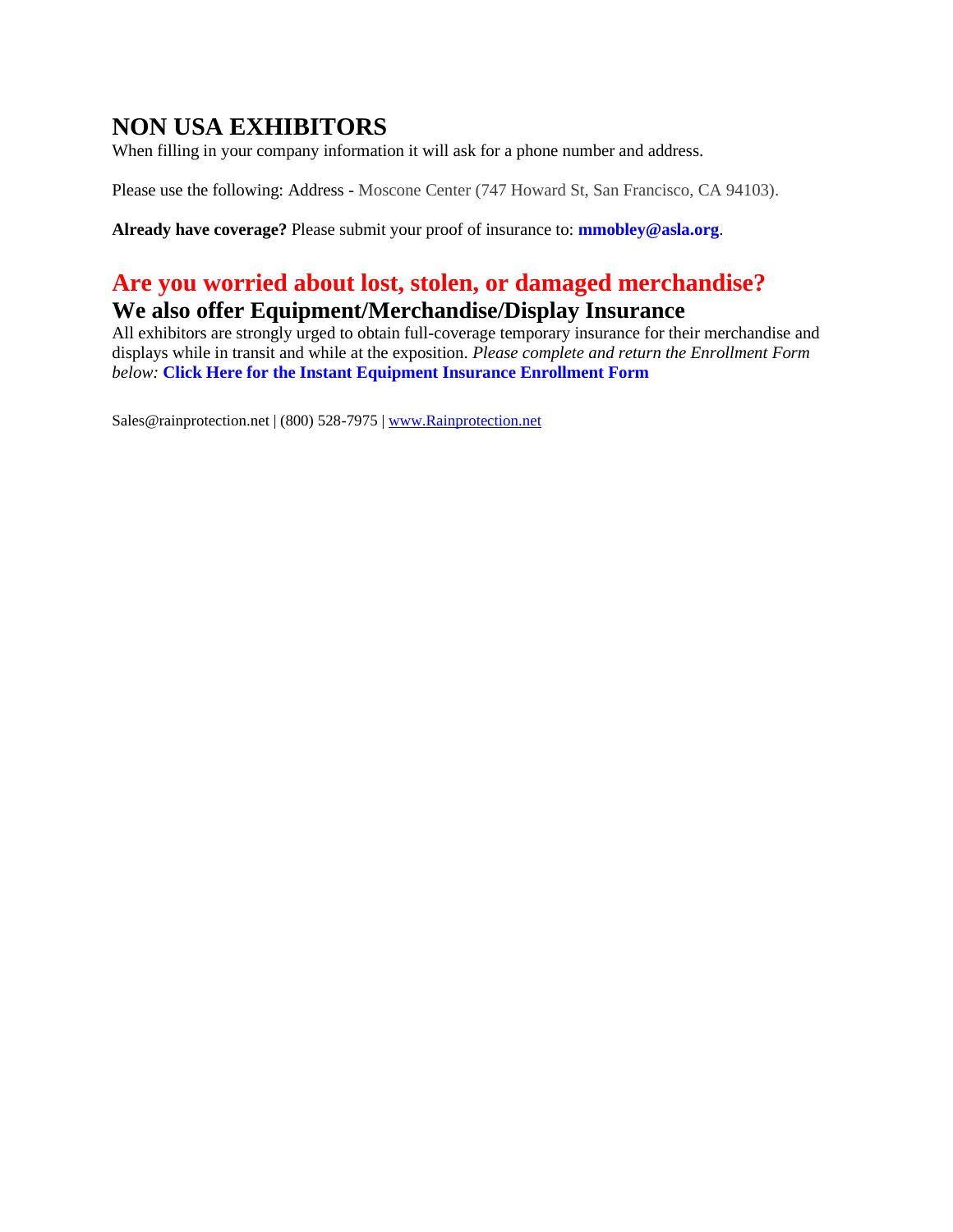## NON USA EXHIBITORS

When filling in your company information it will ask for a phone number and address.

Please use the following: Address - Moscone Center (747 Howard St, San Francisco, CA 94103).

**Already have coverage?** Please submit your proof of insurance to: **mmobley@asla.org**.

## Are you worried about lost, stolen, or damaged merchandise?

### We also offer Equipment/Merchandise/Display Insurance

All exhibitors are strongly urged to obtain full-coverage temporary insurance for their merchandise and displays while in transit and while at the exposition. *Please complete and return the Enrollment Form below:* **Click Here for the Instant Equipment Insurance Enrollment Form**

Sales@rainprotection.net | (800) 528-7975 | www.Rainprotection.net